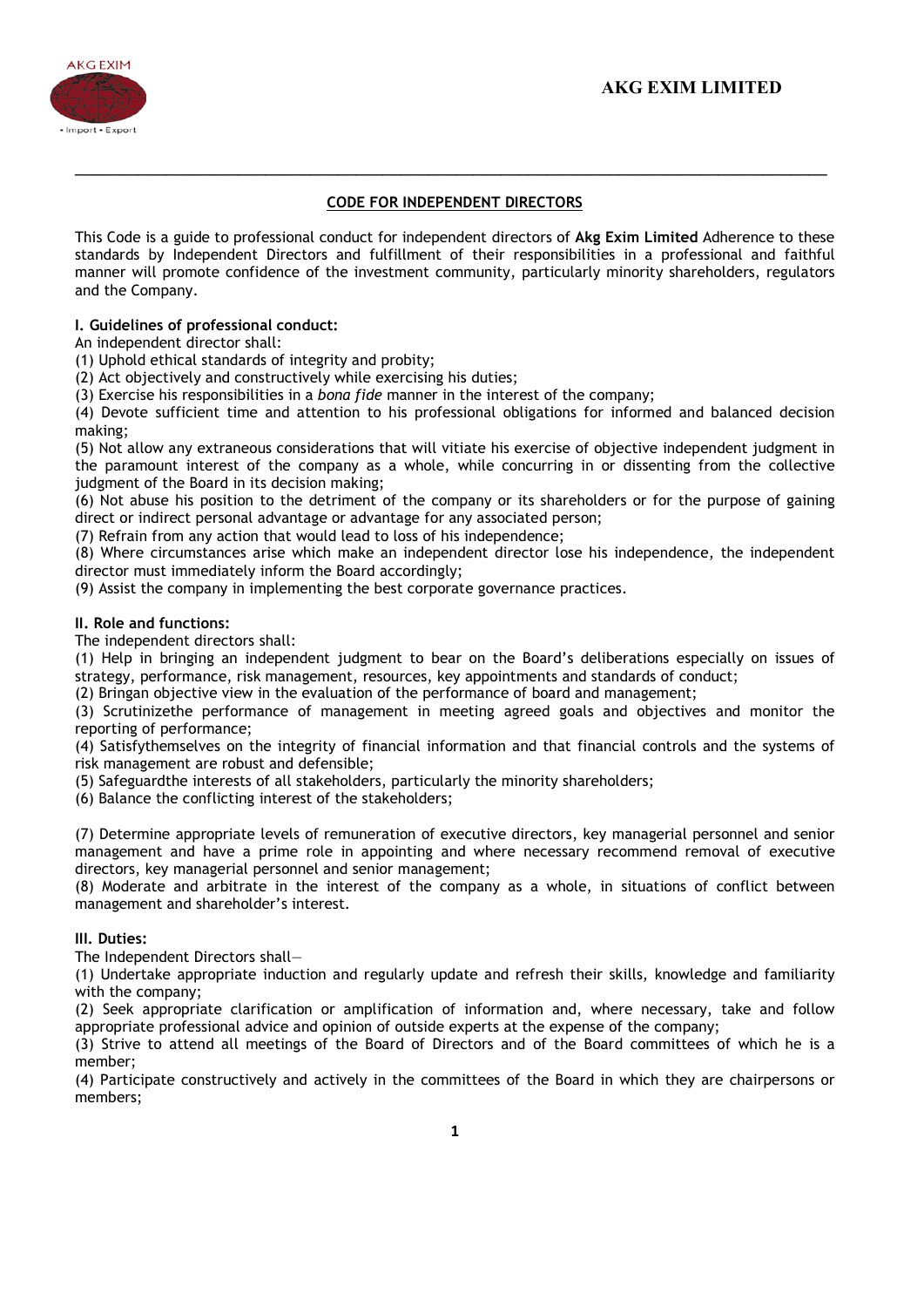# AKG EXIM LIMITED

## CODE FOR INDEPENDENT DIRECTORS

This Code is a guide to professional conduct for independent directors of **Akg Exim Limited** Adherence to these standards by Independent Directors and fulfillment of their responsibilities in a professional and faithful manner will promote confidence of the investment community, particularly minority shareholders, regulators and the Company.

### I. Guidelines of professional conduct:

An independent director shall:

(1) Uphold ethical standards of integrity and probity;

(2) Act objectively and constructively while exercising his duties;

(3) Exercise his responsibilities in a *bona fide* manner in the interest of the company;

(4) Devote sufficient time and attention to his professional obligations for informed and balanced decision making;

(5) Not allow any extraneous considerations that will vitiate his exercise of objective independent judgment in the paramount interest of the company as a whole, while concurring in or dissenting from the collective judgment of the Board in its decision making;

(6) Not abuse his position to the detriment of the company or its shareholders or for the purpose of gaining direct or indirect personal advantage or advantage for any associated person;

(7) Refrain from any action that would lead to loss of his independence;

(8) Where circumstances arise which make an independent director lose his independence, the independent director must immediately inform the Board accordingly;

(9) Assist the company in implementing the best corporate governance practices.

### II. Role and functions:

The independent directors shall:

(1) Help in bringing an independent judgment to bear on the Board's deliberations especially on issues of strategy, performance, risk management, resources, key appointments and standards of conduct;

(2) Bringan objective view in the evaluation of the performance of board and management;

(3) Scrutinizethe performance of management in meeting agreed goals and objectives and monitor the reporting of performance;

(4) Satisfythemselves on the integrity of financial information and that financial controls and the systems of risk management are robust and defensible;

(5) Safeguardthe interests of all stakeholders, particularly the minority shareholders;

(6) Balance the conflicting interest of the stakeholders;

(7) Determine appropriate levels of remuneration of executive directors, key managerial personnel and senior management and have a prime role in appointing and where necessary recommend removal of executive directors, key managerial personnel and senior management;

(8) Moderate and arbitrate in the interest of the company as a whole, in situations of conflict between management and shareholder's interest.

### III. Duties:

The Independent Directors shall—

(1) Undertake appropriate induction and regularly update and refresh their skills, knowledge and familiarity with the company;

(2) Seek appropriate clarification or amplification of information and, where necessary, take and follow appropriate professional advice and opinion of outside experts at the expense of the company;

(3) Strive to attend all meetings of the Board of Directors and of the Board committees of which he is a member;

(4) Participate constructively and actively in the committees of the Board in which they are chairpersons or members;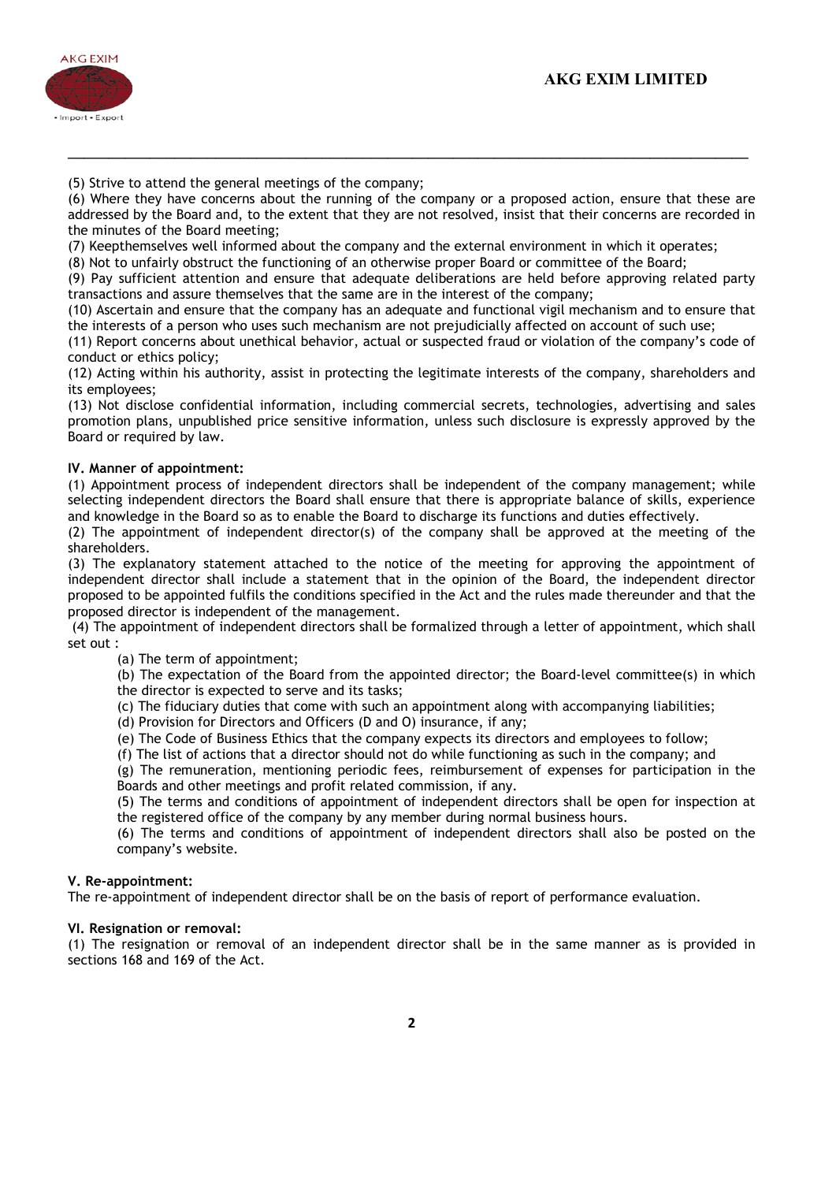(5) Strive to attend the general meetings of the company;

(6) Where they have concerns about the running of the company or a proposed action, ensure that these are addressed by the Board and, to the extent that they are not resolved, insist that their concerns are recorded in the minutes of the Board meeting;

(7) Keepthemselves well informed about the company and the external environment in which it operates;

(8) Not to unfairly obstruct the functioning of an otherwise proper Board or committee of the Board;

(9) Pay sufficient attention and ensure that adequate deliberations are held before approving related party transactions and assure themselves that the same are in the interest of the company;

(10) Ascertain and ensure that the company has an adequate and functional vigil mechanism and to ensure that the interests of a person who uses such mechanism are not prejudicially affected on account of such use;

(11) Report concerns about unethical behavior, actual or suspected fraud or violation of the company's code of conduct or ethics policy;

(12) Acting within his authority, assist in protecting the legitimate interests of the company, shareholders and its employees;

(13) Not disclose confidential information, including commercial secrets, technologies, advertising and sales promotion plans, unpublished price sensitive information, unless such disclosure is expressly approved by the Board or required by law.

**IV. Manner of appointment:**

(1) Appointment process of independent directors shall be independent of the company management; while selecting independent directors the Board shall ensure that there is appropriate balance of skills, experience and knowledge in the Board so as to enable the Board to discharge its functions and duties effectively.

(2) The appointment of independent director(s) of the company shall be approved at the meeting of the shareholders.

(3) The explanatory statement attached to the notice of the meeting for approving the appointment of independent director shall include a statement that in the opinion of the Board, the independent director proposed to be appointed fulfils the conditions specified in the Act and the rules made thereunder and that the proposed director is independent of the management.

(4) The appointment of independent directors shall be formalized through a letter of appointment, which shall set out :

- (a) The term of appointment;
- (b) The expectation of the Board from the appointed director; the Board-level committee(s) in which the director is expected to serve and its tasks;
- (c) The fiduciary duties that come with such an appointment along with accompanying liabilities;
- (d) Provision for Directors and Officers (D and O) insurance, if any;
- (e) The Code of Business Ethics that the company expects its directors and employees to follow;
- (f) The list of actions that a director should not do while functioning as such in the company; and
- (g) The remuneration, mentioning periodic fees, reimbursement of expenses for participation in the Boards and other meetings and profit related commission, if any.

(5) The terms and conditions of appointment of independent directors shall be open for inspection at the registered office of the company by any member during normal business hours.

(6) The terms and conditions of appointment of independent directors shall also be posted on the company's website.

**V. Re-appointment:**

The re-appointment of independent director shall be on the basis of report of performance evaluation.

**VI. Resignation or removal:**

(1) The resignation or removal of an independent director shall be in the same manner as is provided in sections 168 and 169 of the Act.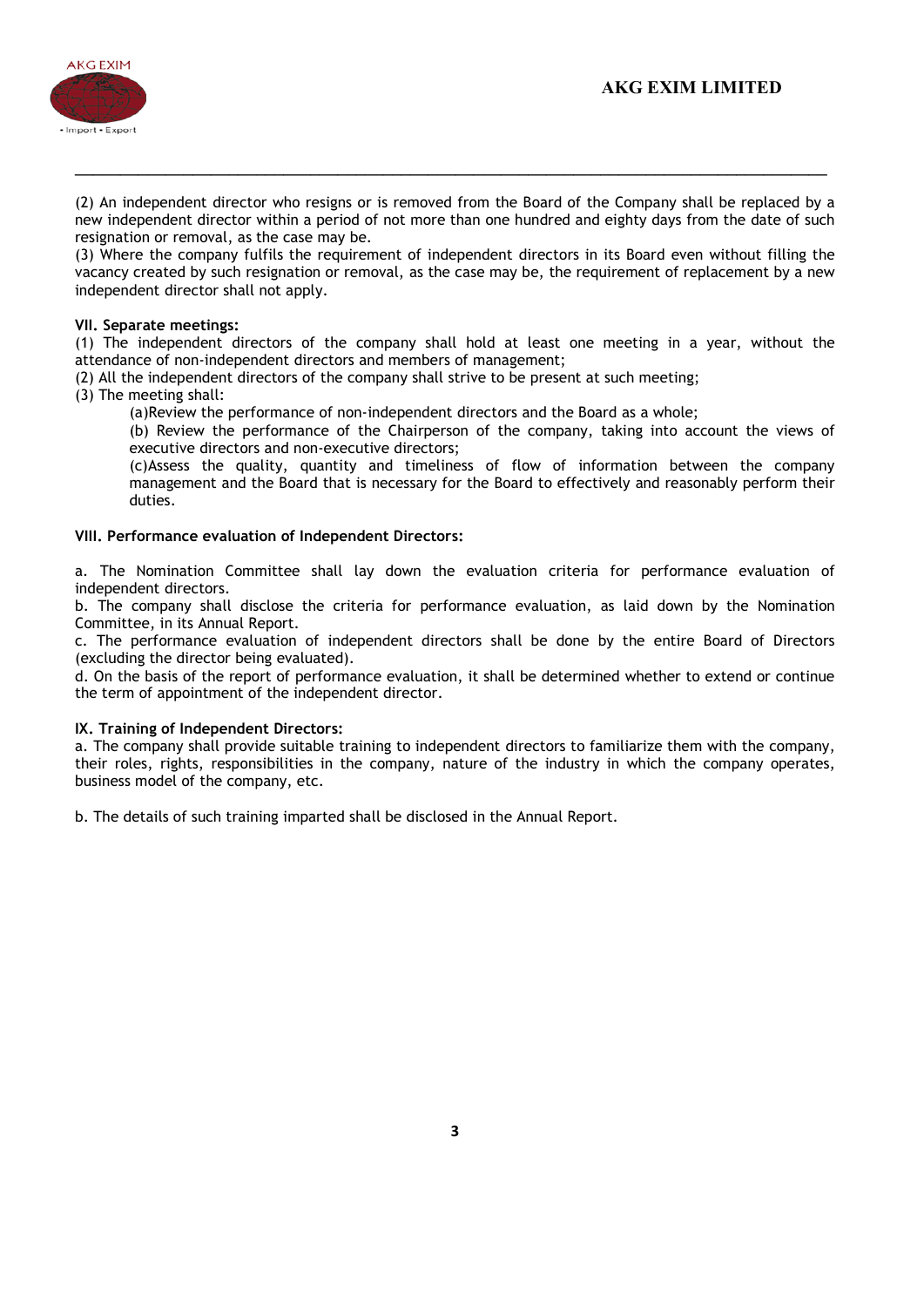(2) An independent director who resigns or is removed from the Board of the Company shall be replaced by a new independent director within a period of not more than one hundred and eighty days from the date of such resignation or removal, as the case may be.
(3) Where the company fulfils the requirement of independent directors in its Board even without filling the vacancy created by such resignation or removal, as the case may be, the requirement of replacement by a new independent director shall not apply.

**VII. Separate meetings:**
(1) The independent directors of the company shall hold at least one meeting in a year, without the attendance of non-independent directors and members of management;
(2) All the independent directors of the company shall strive to be present at such meeting;
(3) The meeting shall:

(a)Review the performance of non-independent directors and the Board as a whole;
(b) Review the performance of the Chairperson of the company, taking into account the views of executive directors and non-executive directors;
(c)Assess the quality, quantity and timeliness of flow of information between the company management and the Board that is necessary for the Board to effectively and reasonably perform their duties.

**VIII. Performance evaluation of Independent Directors:**

a. The Nomination Committee shall lay down the evaluation criteria for performance evaluation of independent directors.
b. The company shall disclose the criteria for performance evaluation, as laid down by the Nomination Committee, in its Annual Report.
c. The performance evaluation of independent directors shall be done by the entire Board of Directors (excluding the director being evaluated).
d. On the basis of the report of performance evaluation, it shall be determined whether to extend or continue the term of appointment of the independent director.

**IX. Training of Independent Directors:**
a. The company shall provide suitable training to independent directors to familiarize them with the company, their roles, rights, responsibilities in the company, nature of the industry in which the company operates, business model of the company, etc.

b. The details of such training imparted shall be disclosed in the Annual Report.